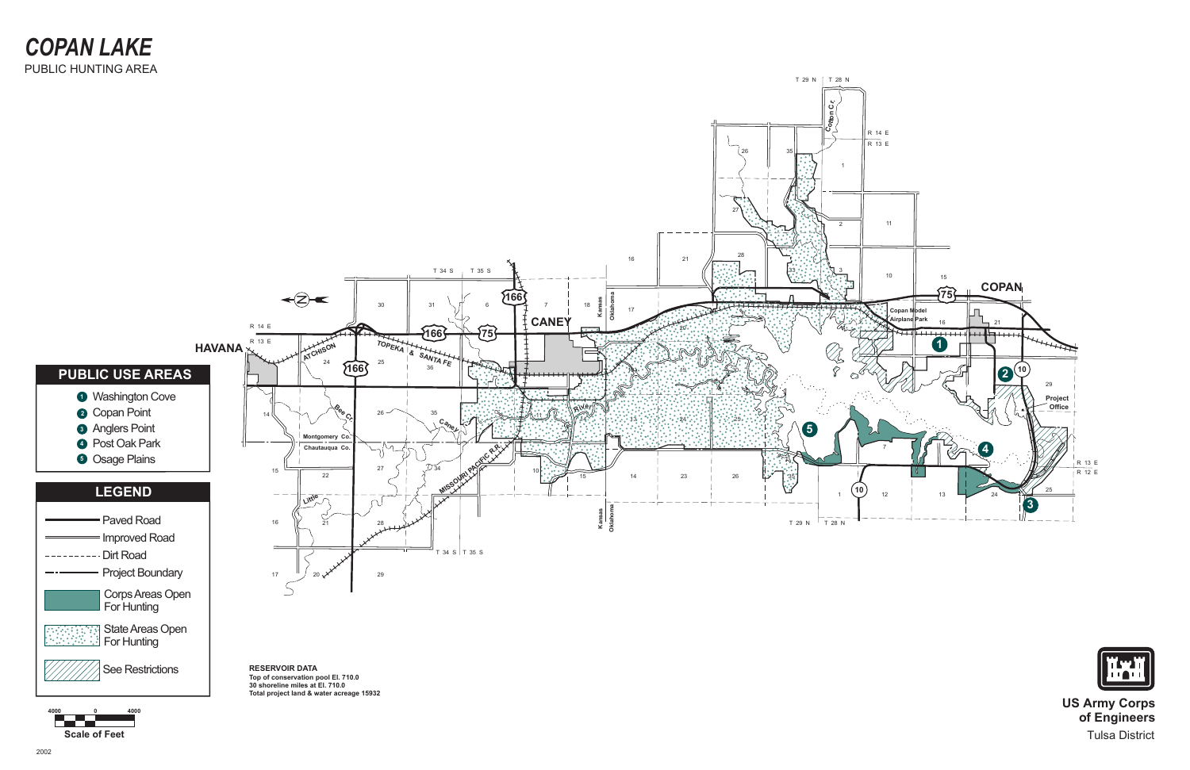# COPAN LAKE

PUBLIC HUNTING AREA

## PUBLIC USE AREAS

1. Washington Cove
2. Copan Point
3. Anglers Point
4. Post Oak Park
5. Osage Plains

## LEGEND

- Paved Road
- Improved Road
- Dirt Road
- Project Boundary
- Corps Areas Open For Hunting
- State Areas Open For Hunting
- See Restrictions

4000 0 4000

Scale of Feet

**RESERVOIR DATA**

**Top of conservation pool El. 710.0**

**30 shoreline miles at El. 710.0**

**Total project land & water acreage 15932**

**US Army Corps of Engineers**

Tulsa District

2002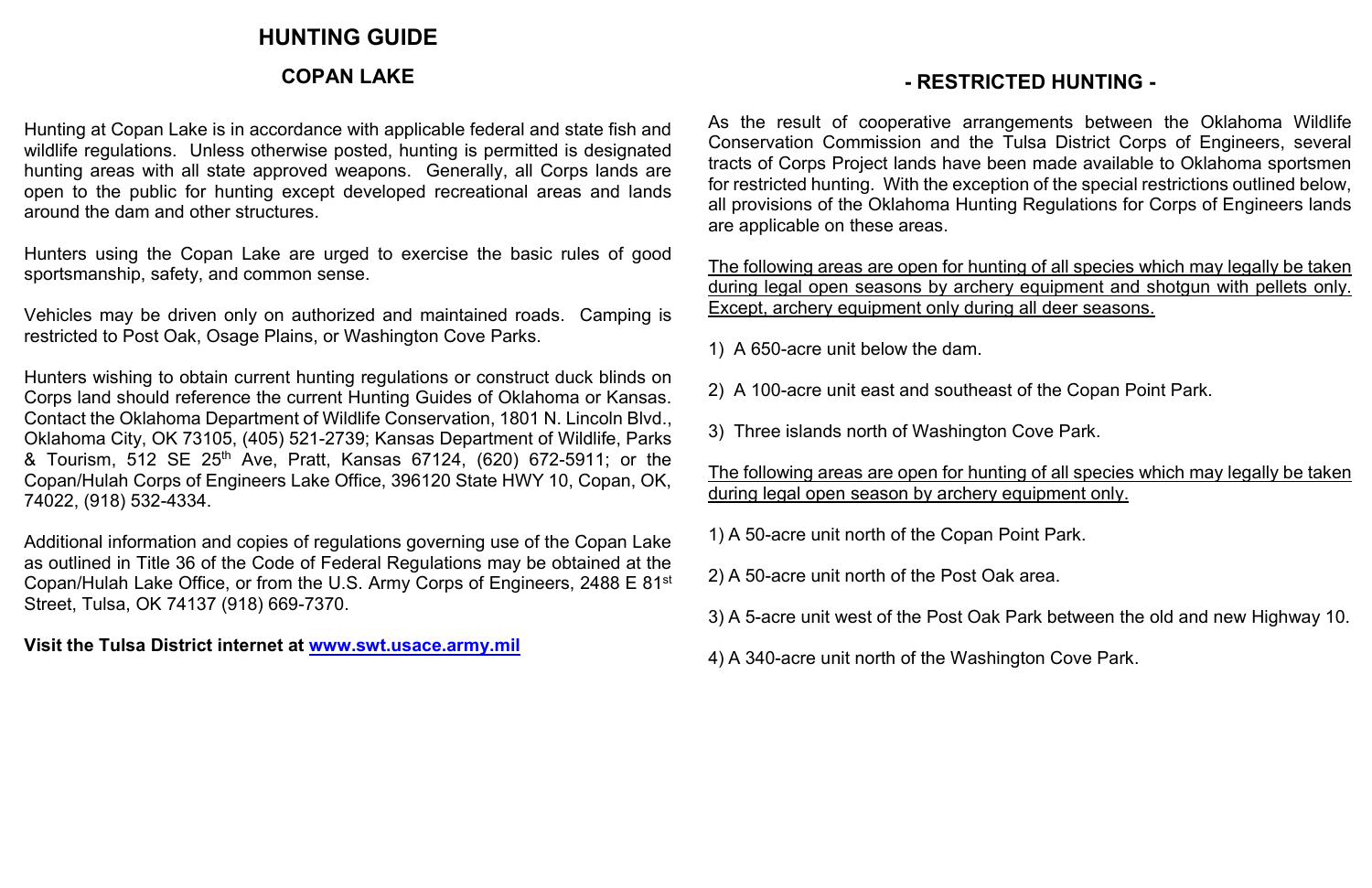# HUNTING GUIDE

## COPAN LAKE

Hunting at Copan Lake is in accordance with applicable federal and state fish and wildlife regulations. Unless otherwise posted, hunting is permitted is designated hunting areas with all state approved weapons. Generally, all Corps lands are open to the public for hunting except developed recreational areas and lands around the dam and other structures.

Hunters using the Copan Lake are urged to exercise the basic rules of good sportsmanship, safety, and common sense.

Vehicles may be driven only on authorized and maintained roads. Camping is restricted to Post Oak, Osage Plains, or Washington Cove Parks.

Hunters wishing to obtain current hunting regulations or construct duck blinds on Corps land should reference the current Hunting Guides of Oklahoma or Kansas. Contact the Oklahoma Department of Wildlife Conservation, 1801 N. Lincoln Blvd., Oklahoma City, OK 73105, (405) 521-2739; Kansas Department of Wildlife, Parks & Tourism, 512 SE 25th Ave, Pratt, Kansas 67124, (620) 672-5911; or the Copan/Hulah Corps of Engineers Lake Office, 396120 State HWY 10, Copan, OK, 74022, (918) 532-4334.

Additional information and copies of regulations governing use of the Copan Lake as outlined in Title 36 of the Code of Federal Regulations may be obtained at the Copan/Hulah Lake Office, or from the U.S. Army Corps of Engineers, 2488 E 81st Street, Tulsa, OK 74137 (918) 669-7370.

**Visit the Tulsa District internet at [www.swt.usace.army.mil](www.swt.usace.army.mil)**

## - RESTRICTED HUNTING -

As the result of cooperative arrangements between the Oklahoma Wildlife Conservation Commission and the Tulsa District Corps of Engineers, several tracts of Corps Project lands have been made available to Oklahoma sportsmen for restricted hunting. With the exception of the special restrictions outlined below, all provisions of the Oklahoma Hunting Regulations for Corps of Engineers lands are applicable on these areas.

<u>The following areas are open for hunting of all species which may legally be taken during legal open seasons by archery equipment and shotgun with pellets only. Except, archery equipment only during all deer seasons.</u>

1) A 650-acre unit below the dam.

2) A 100-acre unit east and southeast of the Copan Point Park.

3) Three islands north of Washington Cove Park.

<u>The following areas are open for hunting of all species which may legally be taken during legal open season by archery equipment only.</u>

1) A 50-acre unit north of the Copan Point Park.

2) A 50-acre unit north of the Post Oak area.

3) A 5-acre unit west of the Post Oak Park between the old and new Highway 10.

4) A 340-acre unit north of the Washington Cove Park.